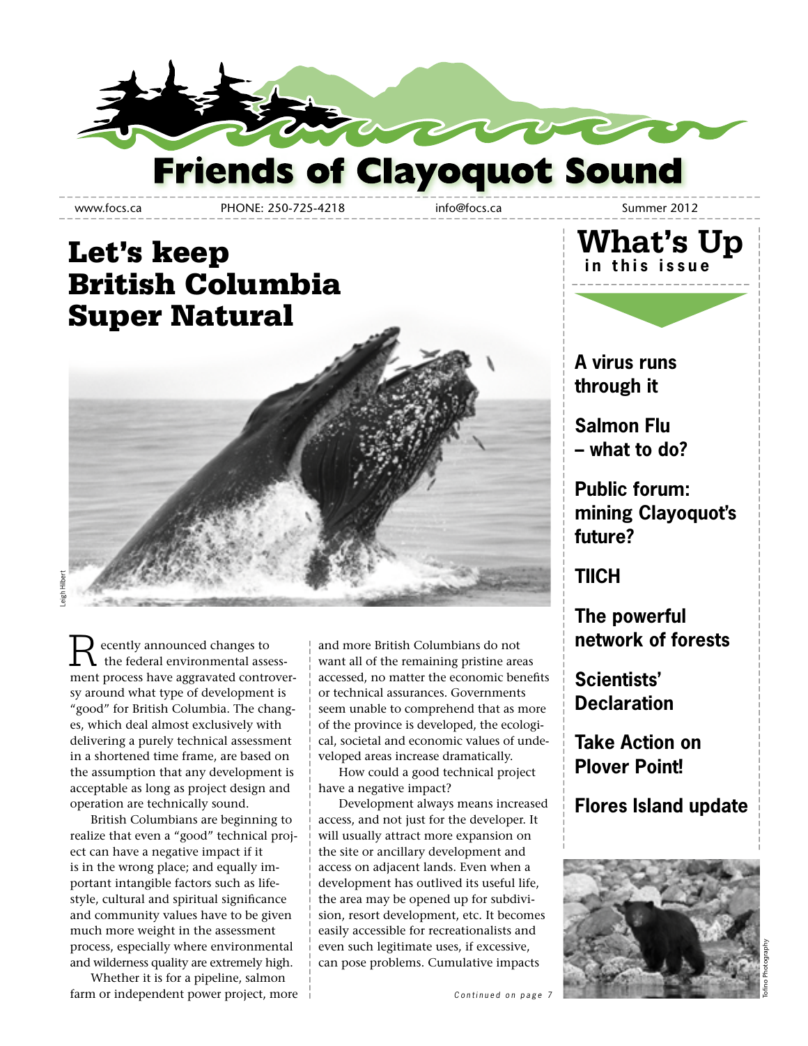# Friends of Clayoquot Sound

www.focs.ca PHONE: 250-725-4218 info@focs.ca Summer 2012

## Let's keep British Columbia Super Natural

Leigh Hilbert

Recently announced changes to the federal environmental assessment process have aggravated controversy around what type of development is "good" for British Columbia. The changes, which deal almost exclusively with delivering a purely technical assessment in a shortened time frame, are based on the assumption that any development is acceptable as long as project design and operation are technically sound.

British Columbians are beginning to realize that even a "good" technical project can have a negative impact if it is in the wrong place; and equally important intangible factors such as lifestyle, cultural and spiritual significance and community values have to be given much more weight in the assessment process, especially where environmental and wilderness quality are extremely high.

Whether it is for a pipeline, salmon farm or independent power project, more and more British Columbians do not want all of the remaining pristine areas accessed, no matter the economic benefits or technical assurances. Governments seem unable to comprehend that as more of the province is developed, the ecological, societal and economic values of undeveloped areas increase dramatically.

How could a good technical project have a negative impact?

Development always means increased access, and not just for the developer. It will usually attract more expansion on the site or ancillary development and access on adjacent lands. Even when a development has outlived its useful life, the area may be opened up for subdivision, resort development, etc. It becomes easily accessible for recreationalists and even such legitimate uses, if excessive, can pose problems. Cumulative impacts

*Continued on page 7*

## What's Up in this issue

**A virus runs through it**

**Salmon Flu – what to do?**

**Public forum: mining Clayoquot's future?**

**TIICH**

**The powerful network of forests**

**Scientists' Declaration**

**Take Action on Plover Point!**

**Flores Island update**

Tofino Photography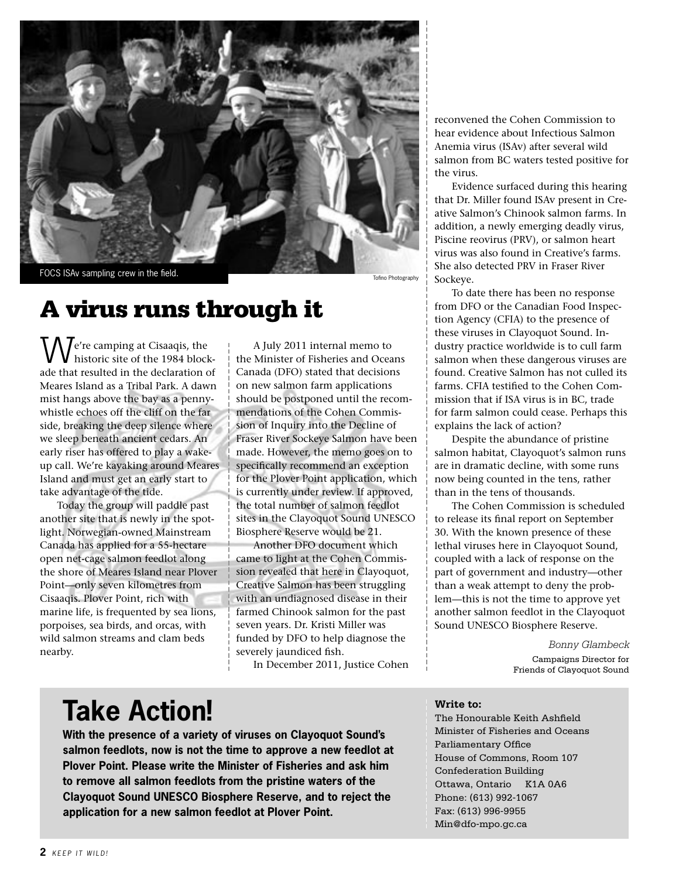FOCS ISAv sampling crew in the field.

Tofino Photography

# A virus runs through it

We're camping at Cisaaqis, the historic site of the 1984 blockade that resulted in the declaration of Meares Island as a Tribal Park. A dawn mist hangs above the bay as a pennywhistle echoes off the cliff on the far side, breaking the deep silence where we sleep beneath ancient cedars. An early riser has offered to play a wake-up call. We're kayaking around Meares Island and must get an early start to take advantage of the tide.

Today the group will paddle past another site that is newly in the spotlight. Norwegian-owned Mainstream Canada has applied for a 55-hectare open net-cage salmon feedlot along the shore of Meares Island near Plover Point—only seven kilometres from Cisaaqis. Plover Point, rich with marine life, is frequented by sea lions, porpoises, sea birds, and orcas, with wild salmon streams and clam beds nearby.

A July 2011 internal memo to the Minister of Fisheries and Oceans Canada (DFO) stated that decisions on new salmon farm applications should be postponed until the recommendations of the Cohen Commission of Inquiry into the Decline of Fraser River Sockeye Salmon have been made. However, the memo goes on to specifically recommend an exception for the Plover Point application, which is currently under review. If approved, the total number of salmon feedlot sites in the Clayoquot Sound UNESCO Biosphere Reserve would be 21.

Another DFO document which came to light at the Cohen Commission revealed that here in Clayoquot, Creative Salmon has been struggling with an undiagnosed disease in their farmed Chinook salmon for the past seven years. Dr. Kristi Miller was funded by DFO to help diagnose the severely jaundiced fish.

In December 2011, Justice Cohen reconvened the Cohen Commission to hear evidence about Infectious Salmon Anemia virus (ISAv) after several wild salmon from BC waters tested positive for the virus.

Evidence surfaced during this hearing that Dr. Miller found ISAv present in Creative Salmon's Chinook salmon farms. In addition, a newly emerging deadly virus, Piscine reovirus (PRV), or salmon heart virus was also found in Creative's farms. She also detected PRV in Fraser River Sockeye.

To date there has been no response from DFO or the Canadian Food Inspection Agency (CFIA) to the presence of these viruses in Clayoquot Sound. Industry practice worldwide is to cull farm salmon when these dangerous viruses are found. Creative Salmon has not culled its farms. CFIA testified to the Cohen Commission that if ISA virus is in BC, trade for farm salmon could cease. Perhaps this explains the lack of action?

Despite the abundance of pristine salmon habitat, Clayoquot's salmon runs are in dramatic decline, with some runs now being counted in the tens, rather than in the tens of thousands.

The Cohen Commission is scheduled to release its final report on September 30. With the known presence of these lethal viruses here in Clayoquot Sound, coupled with a lack of response on the part of government and industry—other than a weak attempt to deny the problem—this is not the time to approve yet another salmon feedlot in the Clayoquot Sound UNESCO Biosphere Reserve.

*Bonny Glambeck*
Campaigns Director for
Friends of Clayoquot Sound

## Take Action!

**With the presence of a variety of viruses on Clayoquot Sound's salmon feedlots, now is not the time to approve a new feedlot at Plover Point. Please write the Minister of Fisheries and ask him to remove all salmon feedlots from the pristine waters of the Clayoquot Sound UNESCO Biosphere Reserve, and to reject the application for a new salmon feedlot at Plover Point.**

**Write to:**
The Honourable Keith Ashfield
Minister of Fisheries and Oceans
Parliamentary Office
House of Commons, Room 107
Confederation Building
Ottawa, Ontario K1A 0A6
Phone: (613) 992-1067
Fax: (613) 996-9955
Min@dfo-mpo.gc.ca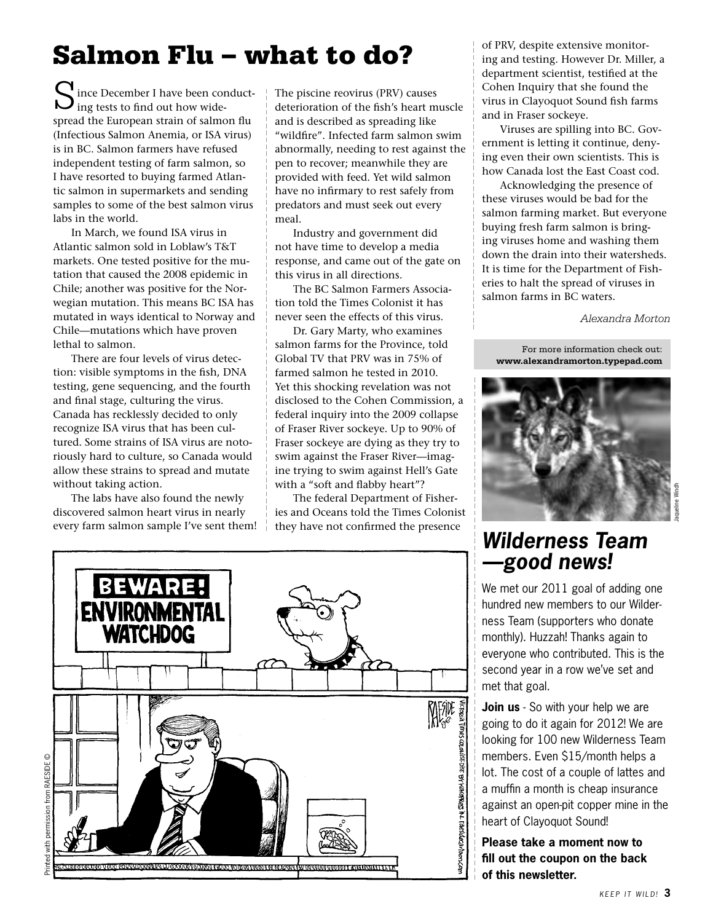# Salmon Flu – what to do?

Since December I have been conducting tests to find out how widespread the European strain of salmon flu (Infectious Salmon Anemia, or ISA virus) is in BC. Salmon farmers have refused independent testing of farm salmon, so I have resorted to buying farmed Atlantic salmon in supermarkets and sending samples to some of the best salmon virus labs in the world.

In March, we found ISA virus in Atlantic salmon sold in Loblaw's T&T markets. One tested positive for the mutation that caused the 2008 epidemic in Chile; another was positive for the Norwegian mutation. This means BC ISA has mutated in ways identical to Norway and Chile—mutations which have proven lethal to salmon.

There are four levels of virus detection: visible symptoms in the fish, DNA testing, gene sequencing, and the fourth and final stage, culturing the virus. Canada has recklessly decided to only recognize ISA virus that has been cultured. Some strains of ISA virus are notoriously hard to culture, so Canada would allow these strains to spread and mutate without taking action.

The labs have also found the newly discovered salmon heart virus in nearly every farm salmon sample I've sent them! The piscine reovirus (PRV) causes deterioration of the fish's heart muscle and is described as spreading like "wildfire". Infected farm salmon swim abnormally, needing to rest against the pen to recover; meanwhile they are provided with feed. Yet wild salmon have no infirmary to rest safely from predators and must seek out every meal.

Industry and government did not have time to develop a media response, and came out of the gate on this virus in all directions.

The BC Salmon Farmers Association told the Times Colonist it has never seen the effects of this virus.

Dr. Gary Marty, who examines salmon farms for the Province, told Global TV that PRV was in 75% of farmed salmon he tested in 2010. Yet this shocking revelation was not disclosed to the Cohen Commission, a federal inquiry into the 2009 collapse of Fraser River sockeye. Up to 90% of Fraser sockeye are dying as they try to swim against the Fraser River—imagine trying to swim against Hell's Gate with a "soft and flabby heart"?

The federal Department of Fisheries and Oceans told the Times Colonist they have not confirmed the presence of PRV, despite extensive monitoring and testing. However Dr. Miller, a department scientist, testified at the Cohen Inquiry that she found the virus in Clayoquot Sound fish farms and in Fraser sockeye.

Viruses are spilling into BC. Government is letting it continue, denying even their own scientists. This is how Canada lost the East Coast cod.

Acknowledging the presence of these viruses would be bad for the salmon farming market. But everyone buying fresh farm salmon is bringing viruses home and washing them down the drain into their watersheds. It is time for the Department of Fisheries to halt the spread of viruses in salmon farms in BC waters.

*Alexandra Morton*

For more information check out: **www.alexandramorton.typepad.com**

Printed with permission from RAESIDE ©

Jaqueline Windh

## *Wilderness Team —good news!*

We met our 2011 goal of adding one hundred new members to our Wilderness Team (supporters who donate monthly). Huzzah! Thanks again to everyone who contributed. This is the second year in a row we've set and met that goal.

**Join us** - So with your help we are going to do it again for 2012! We are looking for 100 new Wilderness Team members. Even $15/month helps a lot. The cost of a couple of lattes and a muffin a month is cheap insurance against an open-pit copper mine in the heart of Clayoquot Sound!

**Please take a moment now to fill out the coupon on the back of this newsletter.**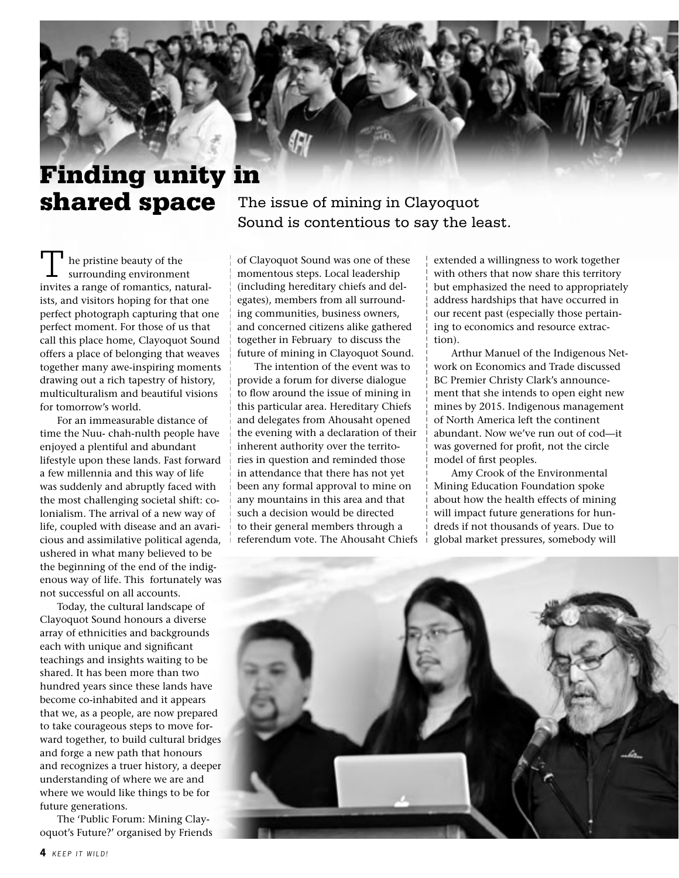# Finding unity in shared space

The issue of mining in Clayoquot Sound is contentious to say the least.

The pristine beauty of the surrounding environment invites a range of romantics, naturalists, and visitors hoping for that one perfect photograph capturing that one perfect moment. For those of us that call this place home, Clayoquot Sound offers a place of belonging that weaves together many awe-inspiring moments drawing out a rich tapestry of history, multiculturalism and beautiful visions for tomorrow's world.

For an immeasurable distance of time the Nuu- chah-nulth people have enjoyed a plentiful and abundant lifestyle upon these lands. Fast forward a few millennia and this way of life was suddenly and abruptly faced with the most challenging societal shift: colonialism. The arrival of a new way of life, coupled with disease and an avaricious and assimilative political agenda, ushered in what many believed to be the beginning of the end of the indigenous way of life. This fortunately was not successful on all accounts.

Today, the cultural landscape of Clayoquot Sound honours a diverse array of ethnicities and backgrounds each with unique and significant teachings and insights waiting to be shared. It has been more than two hundred years since these lands have become co-inhabited and it appears that we, as a people, are now prepared to take courageous steps to move forward together, to build cultural bridges and forge a new path that honours and recognizes a truer history, a deeper understanding of where we are and where we would like things to be for future generations.

The 'Public Forum: Mining Clayoquot's Future?' organised by Friends of Clayoquot Sound was one of these momentous steps. Local leadership (including hereditary chiefs and delegates), members from all surrounding communities, business owners, and concerned citizens alike gathered together in February to discuss the future of mining in Clayoquot Sound.

The intention of the event was to provide a forum for diverse dialogue to flow around the issue of mining in this particular area. Hereditary Chiefs and delegates from Ahousaht opened the evening with a declaration of their inherent authority over the territories in question and reminded those in attendance that there has not yet been any formal approval to mine on any mountains in this area and that such a decision would be directed to their general members through a referendum vote. The Ahousaht Chiefs extended a willingness to work together with others that now share this territory but emphasized the need to appropriately address hardships that have occurred in our recent past (especially those pertaining to economics and resource extraction).

Arthur Manuel of the Indigenous Network on Economics and Trade discussed BC Premier Christy Clark's announcement that she intends to open eight new mines by 2015. Indigenous management of North America left the continent abundant. Now we've run out of cod—it was governed for profit, not the circle model of first peoples.

Amy Crook of the Environmental Mining Education Foundation spoke about how the health effects of mining will impact future generations for hundreds if not thousands of years. Due to global market pressures, somebody will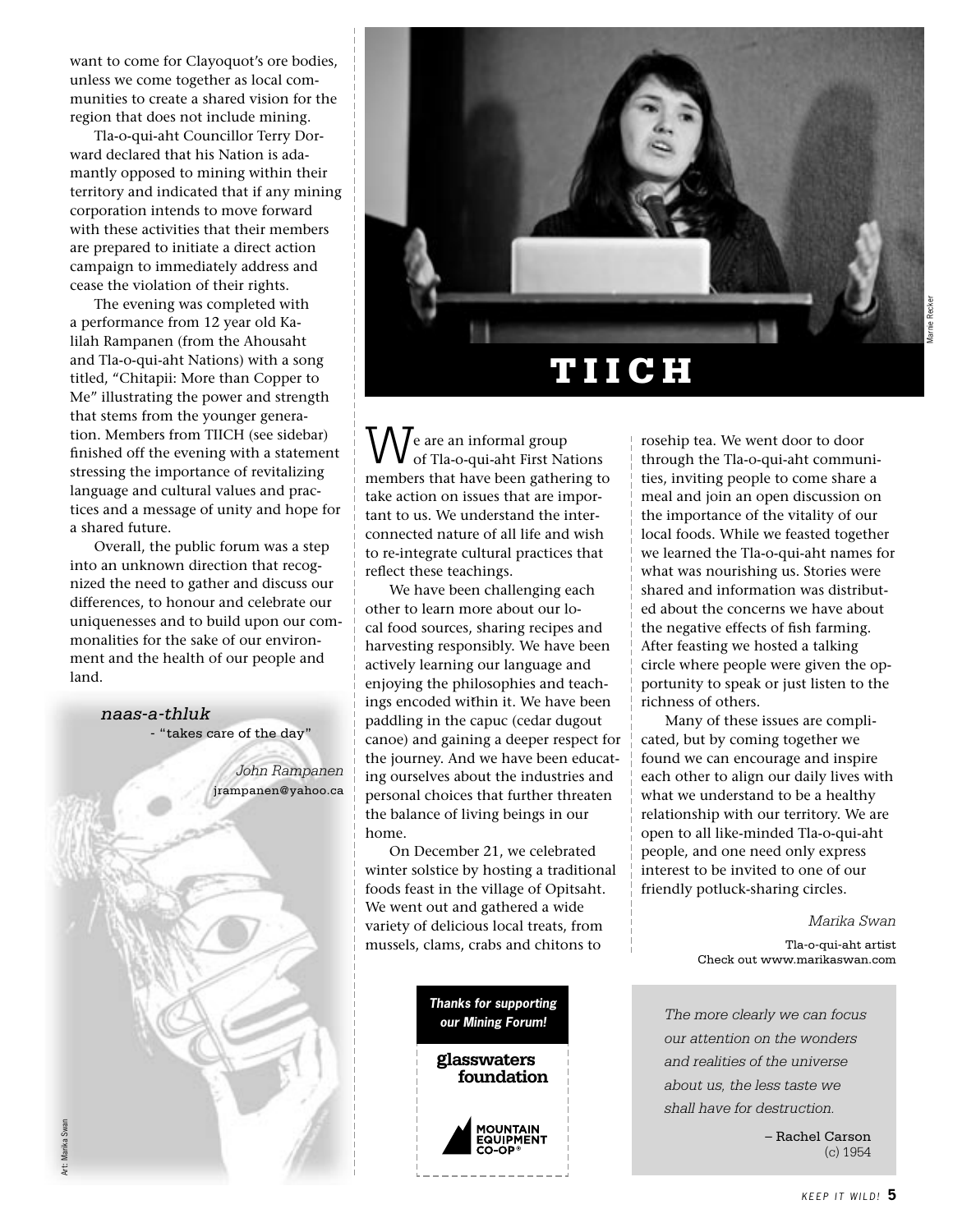want to come for Clayoquot's ore bodies, unless we come together as local communities to create a shared vision for the region that does not include mining.

Tla-o-qui-aht Councillor Terry Dorward declared that his Nation is adamantly opposed to mining within their territory and indicated that if any mining corporation intends to move forward with these activities that their members are prepared to initiate a direct action campaign to immediately address and cease the violation of their rights.

The evening was completed with a performance from 12 year old Kalilah Rampanen (from the Ahousaht and Tla-o-qui-aht Nations) with a song titled, "Chitapii: More than Copper to Me" illustrating the power and strength that stems from the younger generation. Members from TIICH (see sidebar) finished off the evening with a statement stressing the importance of revitalizing language and cultural values and practices and a message of unity and hope for a shared future.

Overall, the public forum was a step into an unknown direction that recognized the need to gather and discuss our differences, to honour and celebrate our uniquenesses and to build upon our commonalities for the sake of our environment and the health of our people and land.

*naas-a-thluk*
- "takes care of the day"

*John Rampanen*
jrampanen@yahoo.ca

Art: Marika Swan

Marnie Recker

# TIICH

We are an informal group of Tla-o-qui-aht First Nations members that have been gathering to take action on issues that are important to us. We understand the interconnected nature of all life and wish to re-integrate cultural practices that reflect these teachings.

We have been challenging each other to learn more about our local food sources, sharing recipes and harvesting responsibly. We have been actively learning our language and enjoying the philosophies and teachings encoded within it. We have been paddling in the capuc (cedar dugout canoe) and gaining a deeper respect for the journey. And we have been educating ourselves about the industries and personal choices that further threaten the balance of living beings in our home.

On December 21, we celebrated winter solstice by hosting a traditional foods feast in the village of Opitsaht. We went out and gathered a wide variety of delicious local treats, from mussels, clams, crabs and chitons to rosehip tea. We went door to door through the Tla-o-qui-aht communities, inviting people to come share a meal and join an open discussion on the importance of the vitality of our local foods. While we feasted together we learned the Tla-o-qui-aht names for what was nourishing us. Stories were shared and information was distributed about the concerns we have about the negative effects of fish farming. After feasting we hosted a talking circle where people were given the opportunity to speak or just listen to the richness of others.

Many of these issues are complicated, but by coming together we found we can encourage and inspire each other to align our daily lives with what we understand to be a healthy relationship with our territory. We are open to all like-minded Tla-o-qui-aht people, and one need only express interest to be invited to one of our friendly potluck-sharing circles.

*Marika Swan*

Tla-o-qui-aht artist
Check out www.marikaswan.com

***Thanks for supporting our Mining Forum!***

**glasswaters foundation**

**MOUNTAIN EQUIPMENT CO-OP®**

*The more clearly we can focus our attention on the wonders and realities of the universe about us, the less taste we shall have for destruction.*

– Rachel Carson
(c) 1954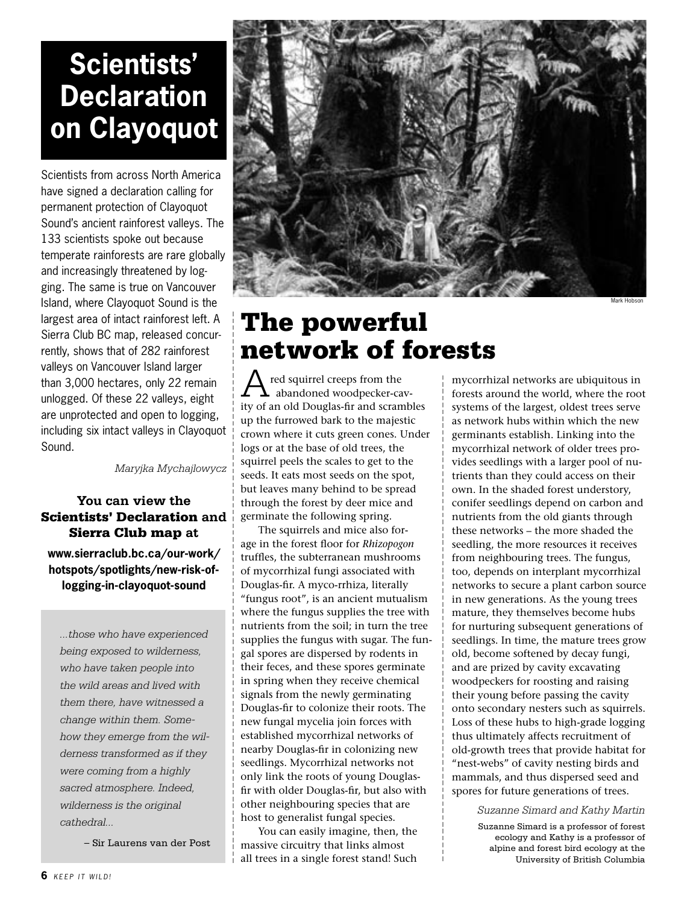# Scientists' Declaration on Clayoquot

Scientists from across North America have signed a declaration calling for permanent protection of Clayoquot Sound's ancient rainforest valleys. The 133 scientists spoke out because temperate rainforests are rare globally and increasingly threatened by logging. The same is true on Vancouver Island, where Clayoquot Sound is the largest area of intact rainforest left. A Sierra Club BC map, released concurrently, shows that of 282 rainforest valleys on Vancouver Island larger than 3,000 hectares, only 22 remain unlogged. Of these 22 valleys, eight are unprotected and open to logging, including six intact valleys in Clayoquot Sound.

*Maryjka Mychajlowycz*

**You can view the Scientists' Declaration and Sierra Club map at**

**www.sierraclub.bc.ca/our-work/hotspots/spotlights/new-risk-of-logging-in-clayoquot-sound**

> *...those who have experienced being exposed to wilderness, who have taken people into the wild areas and lived with them there, have witnessed a change within them. Somehow they emerge from the wilderness transformed as if they were coming from a highly sacred atmosphere. Indeed, wilderness is the original cathedral...*
>
> – Sir Laurens van der Post

Mark Hobson

# The powerful network of forests

A red squirrel creeps from the abandoned woodpecker-cavity of an old Douglas-fir and scrambles up the furrowed bark to the majestic crown where it cuts green cones. Under logs or at the base of old trees, the squirrel peels the scales to get to the seeds. It eats most seeds on the spot, but leaves many behind to be spread through the forest by deer mice and germinate the following spring.

The squirrels and mice also forage in the forest floor for *Rhizopogon* truffles, the subterranean mushrooms of mycorrhizal fungi associated with Douglas-fir. A myco-rrhiza, literally "fungus root", is an ancient mutualism where the fungus supplies the tree with nutrients from the soil; in turn the tree supplies the fungus with sugar. The fungal spores are dispersed by rodents in their feces, and these spores germinate in spring when they receive chemical signals from the newly germinating Douglas-fir to colonize their roots. The new fungal mycelia join forces with established mycorrhizal networks of nearby Douglas-fir in colonizing new seedlings. Mycorrhizal networks not only link the roots of young Douglas-fir with older Douglas-fir, but also with other neighbouring species that are host to generalist fungal species.

You can easily imagine, then, the massive circuitry that links almost all trees in a single forest stand! Such mycorrhizal networks are ubiquitous in forests around the world, where the root systems of the largest, oldest trees serve as network hubs within which the new germinants establish. Linking into the mycorrhizal network of older trees provides seedlings with a larger pool of nutrients than they could access on their own. In the shaded forest understory, conifer seedlings depend on carbon and nutrients from the old giants through these networks – the more shaded the seedling, the more resources it receives from neighbouring trees. The fungus, too, depends on interplant mycorrhizal networks to secure a plant carbon source in new generations. As the young trees mature, they themselves become hubs for nurturing subsequent generations of seedlings. In time, the mature trees grow old, become softened by decay fungi, and are prized by cavity excavating woodpeckers for roosting and raising their young before passing the cavity onto secondary nesters such as squirrels. Loss of these hubs to high-grade logging thus ultimately affects recruitment of old-growth trees that provide habitat for "nest-webs" of cavity nesting birds and mammals, and thus dispersed seed and spores for future generations of trees.

*Suzanne Simard and Kathy Martin*

Suzanne Simard is a professor of forest ecology and Kathy is a professor of alpine and forest bird ecology at the University of British Columbia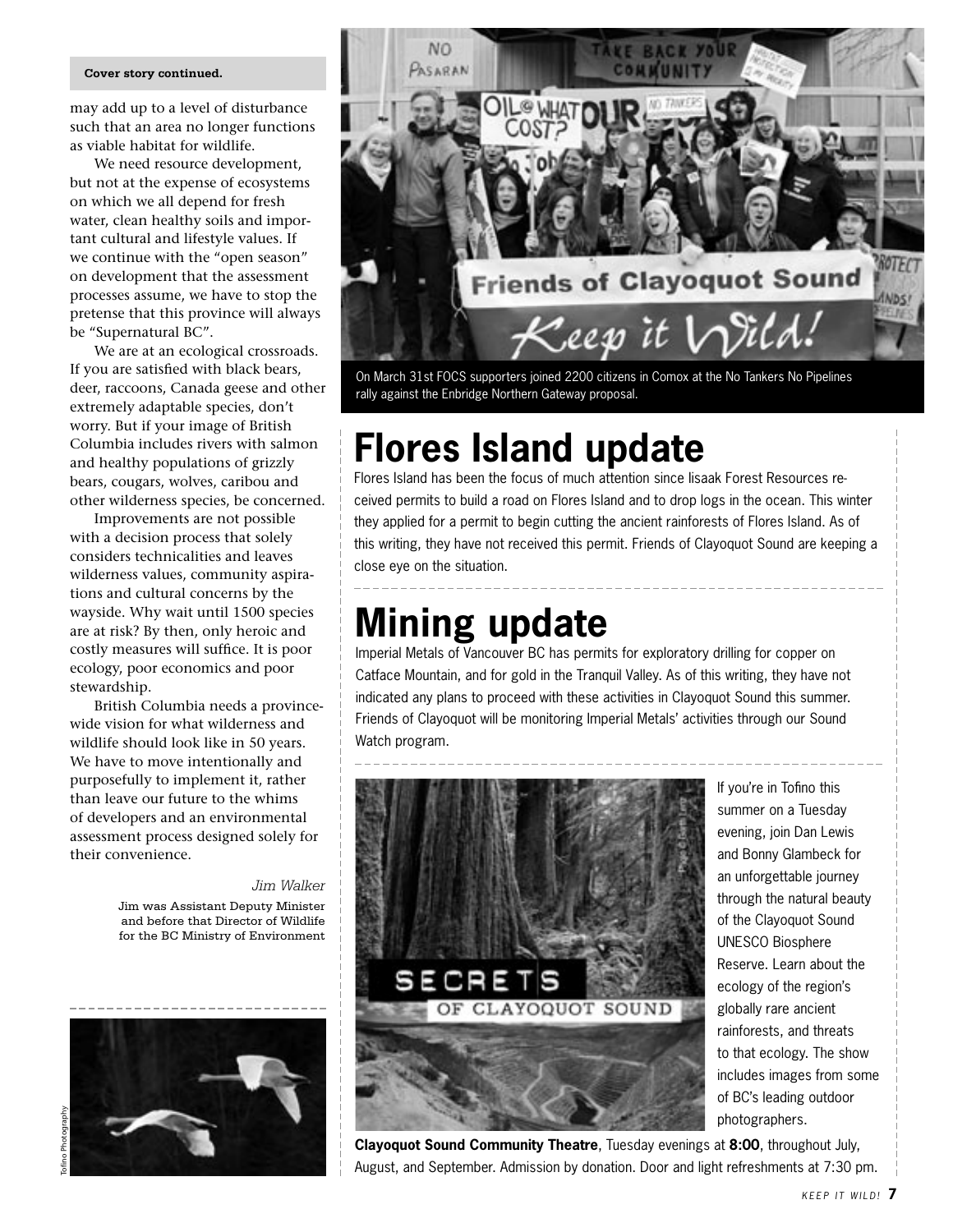**Cover story continued.**

may add up to a level of disturbance such that an area no longer functions as viable habitat for wildlife.

We need resource development, but not at the expense of ecosystems on which we all depend for fresh water, clean healthy soils and important cultural and lifestyle values. If we continue with the "open season" on development that the assessment processes assume, we have to stop the pretense that this province will always be "Supernatural BC".

We are at an ecological crossroads. If you are satisfied with black bears, deer, raccoons, Canada geese and other extremely adaptable species, don't worry. But if your image of British Columbia includes rivers with salmon and healthy populations of grizzly bears, cougars, wolves, caribou and other wilderness species, be concerned.

Improvements are not possible with a decision process that solely considers technicalities and leaves wilderness values, community aspirations and cultural concerns by the wayside. Why wait until 1500 species are at risk? By then, only heroic and costly measures will suffice. It is poor ecology, poor economics and poor stewardship.

British Columbia needs a province-wide vision for what wilderness and wildlife should look like in 50 years. We have to move intentionally and purposefully to implement it, rather than leave our future to the whims of developers and an environmental assessment process designed solely for their convenience.

*Jim Walker*

Jim was Assistant Deputy Minister and before that Director of Wildlife for the BC Ministry of Environment

Tofino Photography

On March 31st FOCS supporters joined 2200 citizens in Comox at the No Tankers No Pipelines rally against the Enbridge Northern Gateway proposal.

# Flores Island update

Flores Island has been the focus of much attention since Iisaak Forest Resources received permits to build a road on Flores Island and to drop logs in the ocean. This winter they applied for a permit to begin cutting the ancient rainforests of Flores Island. As of this writing, they have not received this permit. Friends of Clayoquot Sound are keeping a close eye on the situation.

# Mining update

Imperial Metals of Vancouver BC has permits for exploratory drilling for copper on Catface Mountain, and for gold in the Tranquil Valley. As of this writing, they have not indicated any plans to proceed with these activities in Clayoquot Sound this summer. Friends of Clayoquot will be monitoring Imperial Metals' activities through our Sound Watch program.

If you're in Tofino this summer on a Tuesday evening, join Dan Lewis and Bonny Glambeck for an unforgettable journey through the natural beauty of the Clayoquot Sound UNESCO Biosphere Reserve. Learn about the ecology of the region's globally rare ancient rainforests, and threats to that ecology. The show includes images from some of BC's leading outdoor photographers.

**Clayoquot Sound Community Theatre**, Tuesday evenings at **8:00**, throughout July, August, and September. Admission by donation. Door and light refreshments at 7:30 pm.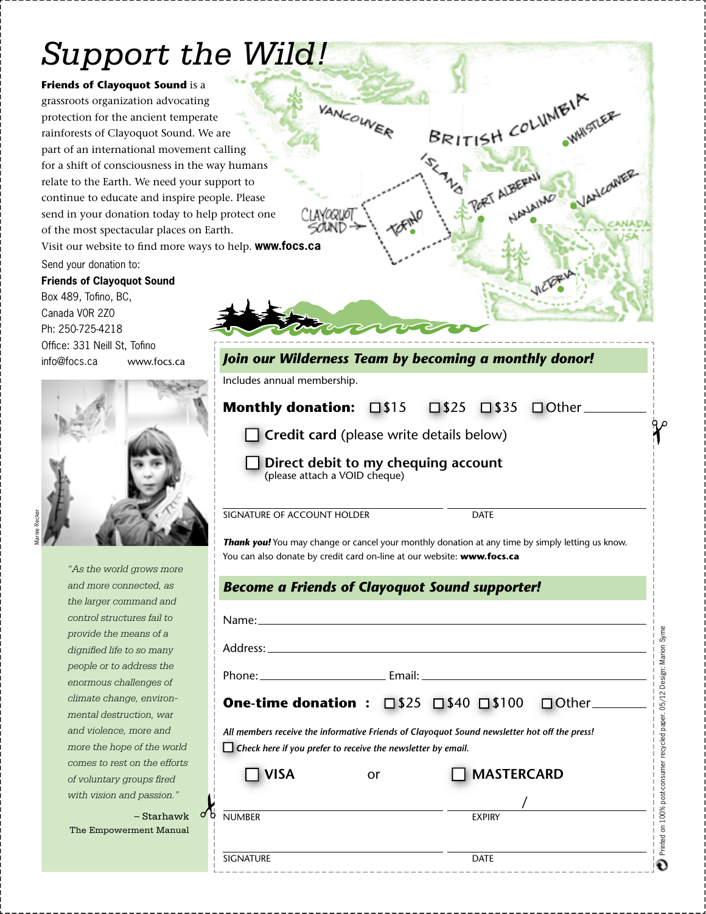# Support the Wild!

**Friends of Clayoquot Sound** is a grassroots organization advocating protection for the ancient temperate rainforests of Clayoquot Sound. We are part of an international movement calling for a shift of consciousness in the way humans relate to the Earth. We need your support to continue to educate and inspire people. Please send in your donation today to help protect one of the most spectacular places on Earth.

Visit our website to find more ways to help. **www.focs.ca**

Send your donation to:

**Friends of Clayoquot Sound**
Box 489, Tofino, BC,
Canada V0R 2Z0
Ph: 250-725-4218
Office: 331 Neill St, Tofino
info@focs.ca www.focs.ca

Marnie Recker

*"As the world grows more and more connected, as the larger command and control structures fail to provide the means of a dignified life to so many people or to address the enormous challenges of climate change, environmental destruction, war and violence, more and more the hope of the world comes to rest on the efforts of voluntary groups fired with vision and passion."*

– Starhawk
The Empowerment Manual

VANCOUVER ISLAND
BRITISH COLUMBIA
WHISTLER
CLAYOQUOT SOUND
TOFINO
PORT ALBERNI
NANAIMO
VANCOUVER
VICTORIA
CANADA
USA

## *Join our Wilderness Team by becoming a monthly donor!*

Includes annual membership.

**Monthly donation:** ☐ $15 ☐ $25 ☐ $35 ☐ Other ________

☐ **Credit card** (please write details below)

☐ **Direct debit to my chequing account**
(please attach a VOID cheque)

SIGNATURE OF ACCOUNT HOLDER ________ DATE ________

***Thank you!*** You may change or cancel your monthly donation at any time by simply letting us know. You can also donate by credit card on-line at our website: **www.focs.ca**

## *Become a Friends of Clayoquot Sound supporter!*

Name: ________

Address: ________

Phone: ________ Email: ________

**One-time donation :** ☐ $25 ☐ $40 ☐ $100 ☐ Other ________

***All members receive the informative Friends of Clayoquot Sound newsletter hot off the press!***

☐ ***Check here if you prefer to receive the newsletter by email.***

☐ **VISA** or ☐ **MASTERCARD**

NUMBER ________ EXPIRY ____/____

SIGNATURE ________ DATE ________

Printed on 100% post-consumer recycled paper. 05/12 Design: Marion Syme